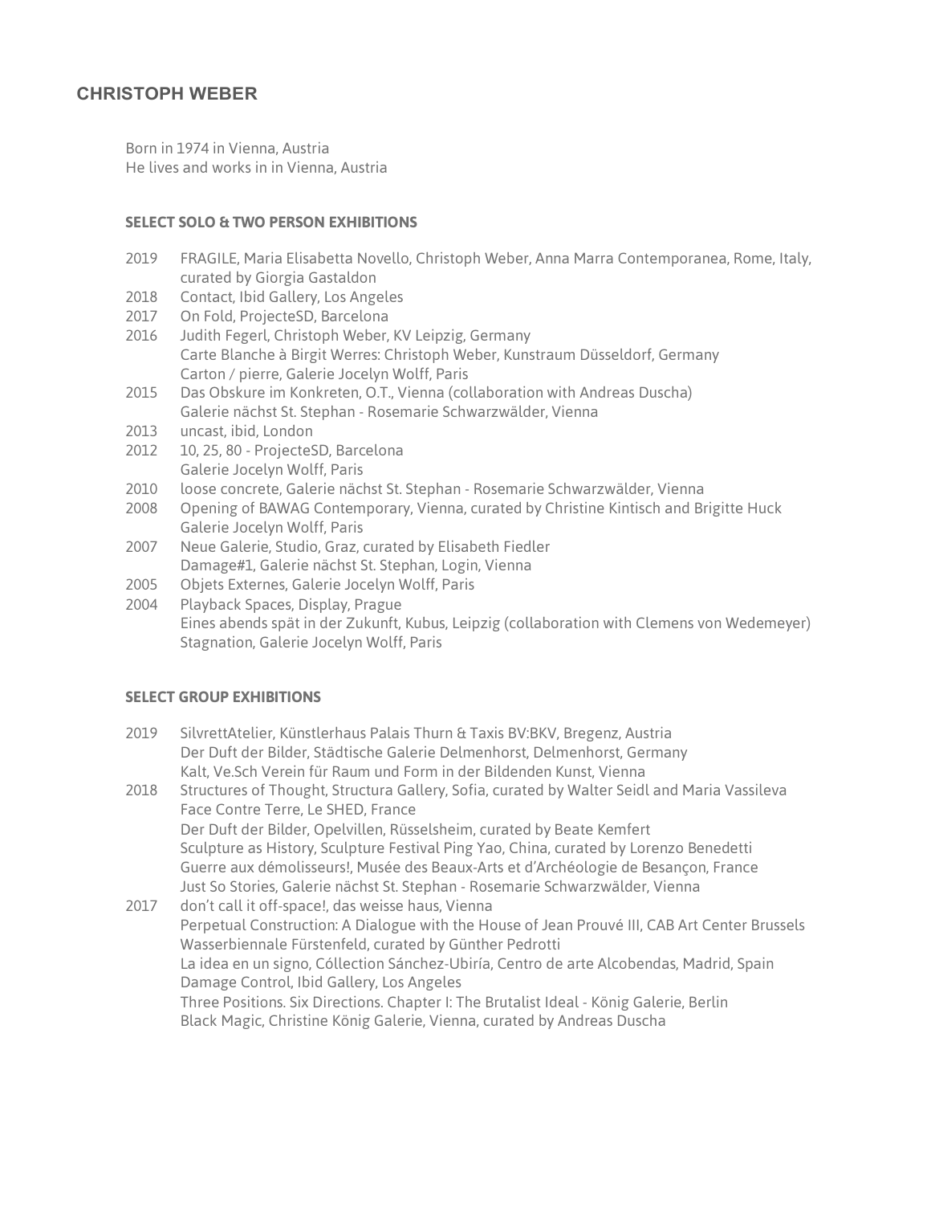# CHRISTOPH WEBER

Born in 1974 in Vienna, Austria
He lives and works in in Vienna, Austria

## SELECT SOLO & TWO PERSON EXHIBITIONS

2019 FRAGILE, Maria Elisabetta Novello, Christoph Weber, Anna Marra Contemporanea, Rome, Italy, curated by Giorgia Gastaldon
2018 Contact, Ibid Gallery, Los Angeles
2017 On Fold, ProjecteSD, Barcelona
2016 Judith Fegerl, Christoph Weber, KV Leipzig, Germany
Carte Blanche à Birgit Werres: Christoph Weber, Kunstraum Düsseldorf, Germany
Carton / pierre, Galerie Jocelyn Wolff, Paris
2015 Das Obskure im Konkreten, O.T., Vienna (collaboration with Andreas Duscha)
Galerie nächst St. Stephan - Rosemarie Schwarzwälder, Vienna
2013 uncast, ibid, London
2012 10, 25, 80 - ProjecteSD, Barcelona
Galerie Jocelyn Wolff, Paris
2010 loose concrete, Galerie nächst St. Stephan - Rosemarie Schwarzwälder, Vienna
2008 Opening of BAWAG Contemporary, Vienna, curated by Christine Kintisch and Brigitte Huck
Galerie Jocelyn Wolff, Paris
2007 Neue Galerie, Studio, Graz, curated by Elisabeth Fiedler
Damage#1, Galerie nächst St. Stephan, Login, Vienna
2005 Objets Externes, Galerie Jocelyn Wolff, Paris
2004 Playback Spaces, Display, Prague
Eines abends spät in der Zukunft, Kubus, Leipzig (collaboration with Clemens von Wedemeyer)
Stagnation, Galerie Jocelyn Wolff, Paris

## SELECT GROUP EXHIBITIONS

2019 SilvrettAtelier, Künstlerhaus Palais Thurn & Taxis BV:BKV, Bregenz, Austria
Der Duft der Bilder, Städtische Galerie Delmenhorst, Delmenhorst, Germany
Kalt, Ve.Sch Verein für Raum und Form in der Bildenden Kunst, Vienna
2018 Structures of Thought, Structura Gallery, Sofia, curated by Walter Seidl and Maria Vassileva
Face Contre Terre, Le SHED, France
Der Duft der Bilder, Opelvillen, Rüsselsheim, curated by Beate Kemfert
Sculpture as History, Sculpture Festival Ping Yao, China, curated by Lorenzo Benedetti
Guerre aux démolisseurs!, Musée des Beaux-Arts et d'Archéologie de Besançon, France
Just So Stories, Galerie nächst St. Stephan - Rosemarie Schwarzwälder, Vienna
2017 don't call it off-space!, das weisse haus, Vienna
Perpetual Construction: A Dialogue with the House of Jean Prouvé III, CAB Art Center Brussels
Wasserbiennale Fürstenfeld, curated by Günther Pedrotti
La idea en un signo, Cóllection Sánchez-Ubiría, Centro de arte Alcobendas, Madrid, Spain
Damage Control, Ibid Gallery, Los Angeles
Three Positions. Six Directions. Chapter I: The Brutalist Ideal - König Galerie, Berlin
Black Magic, Christine König Galerie, Vienna, curated by Andreas Duscha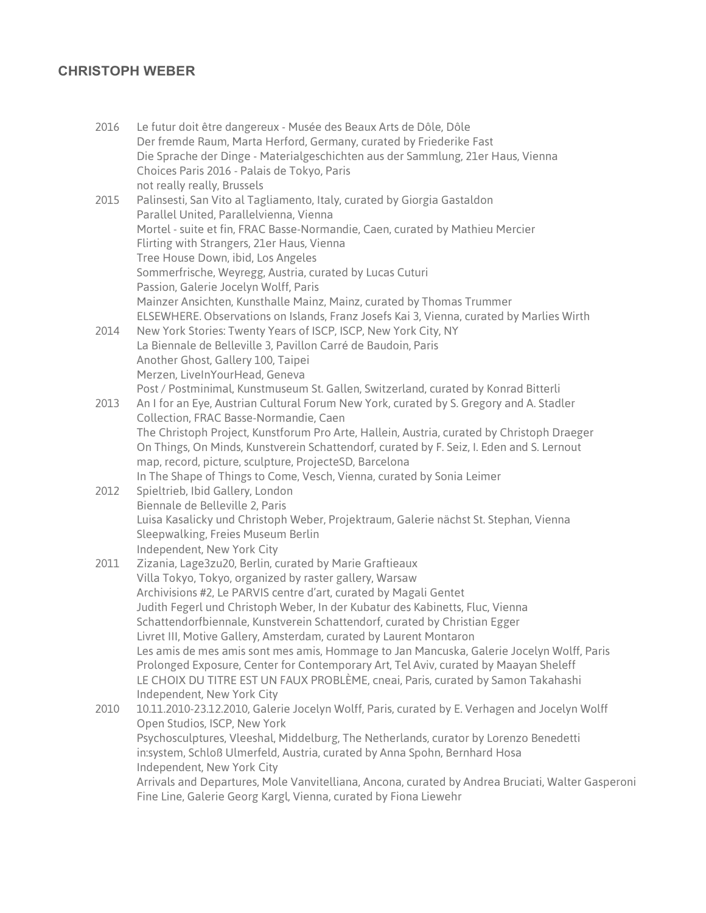## CHRISTOPH WEBER

2016 Le futur doit être dangereux - Musée des Beaux Arts de Dôle, Dôle
Der fremde Raum, Marta Herford, Germany, curated by Friederike Fast
Die Sprache der Dinge - Materialgeschichten aus der Sammlung, 21er Haus, Vienna
Choices Paris 2016 - Palais de Tokyo, Paris
not really really, Brussels

2015 Palinsesti, San Vito al Tagliamento, Italy, curated by Giorgia Gastaldon
Parallel United, Parallelvienna, Vienna
Mortel - suite et fin, FRAC Basse-Normandie, Caen, curated by Mathieu Mercier
Flirting with Strangers, 21er Haus, Vienna
Tree House Down, ibid, Los Angeles
Sommerfrische, Weyregg, Austria, curated by Lucas Cuturi
Passion, Galerie Jocelyn Wolff, Paris
Mainzer Ansichten, Kunsthalle Mainz, Mainz, curated by Thomas Trummer
ELSEWHERE. Observations on Islands, Franz Josefs Kai 3, Vienna, curated by Marlies Wirth

2014 New York Stories: Twenty Years of ISCP, ISCP, New York City, NY
La Biennale de Belleville 3, Pavillon Carré de Baudoin, Paris
Another Ghost, Gallery 100, Taipei
Merzen, LiveInYourHead, Geneva
Post / Postminimal, Kunstmuseum St. Gallen, Switzerland, curated by Konrad Bitterli

2013 An I for an Eye, Austrian Cultural Forum New York, curated by S. Gregory and A. Stadler
Collection, FRAC Basse-Normandie, Caen
The Christoph Project, Kunstforum Pro Arte, Hallein, Austria, curated by Christoph Draeger
On Things, On Minds, Kunstverein Schattendorf, curated by F. Seiz, I. Eden and S. Lernout
map, record, picture, sculpture, ProjecteSD, Barcelona
In The Shape of Things to Come, Vesch, Vienna, curated by Sonia Leimer

2012 Spieltrieb, Ibid Gallery, London
Biennale de Belleville 2, Paris
Luisa Kasalicky und Christoph Weber, Projektraum, Galerie nächst St. Stephan, Vienna
Sleepwalking, Freies Museum Berlin
Independent, New York City

2011 Zizania, Lage3zu20, Berlin, curated by Marie Graftieaux
Villa Tokyo, Tokyo, organized by raster gallery, Warsaw
Archivisions #2, Le PARVIS centre d'art, curated by Magali Gentet
Judith Fegerl und Christoph Weber, In der Kubatur des Kabinetts, Fluc, Vienna
Schattendorfbiennale, Kunstverein Schattendorf, curated by Christian Egger
Livret III, Motive Gallery, Amsterdam, curated by Laurent Montaron
Les amis de mes amis sont mes amis, Hommage to Jan Mancuska, Galerie Jocelyn Wolff, Paris
Prolonged Exposure, Center for Contemporary Art, Tel Aviv, curated by Maayan Sheleff
LE CHOIX DU TITRE EST UN FAUX PROBLÈME, cneai, Paris, curated by Samon Takahashi
Independent, New York City

2010 10.11.2010-23.12.2010, Galerie Jocelyn Wolff, Paris, curated by E. Verhagen and Jocelyn Wolff
Open Studios, ISCP, New York
Psychosculptures, Vleeshal, Middelburg, The Netherlands, curator by Lorenzo Benedetti
in:system, Schloß Ulmerfeld, Austria, curated by Anna Spohn, Bernhard Hosa
Independent, New York City
Arrivals and Departures, Mole Vanvitelliana, Ancona, curated by Andrea Bruciati, Walter Gasperoni
Fine Line, Galerie Georg Kargl, Vienna, curated by Fiona Liewehr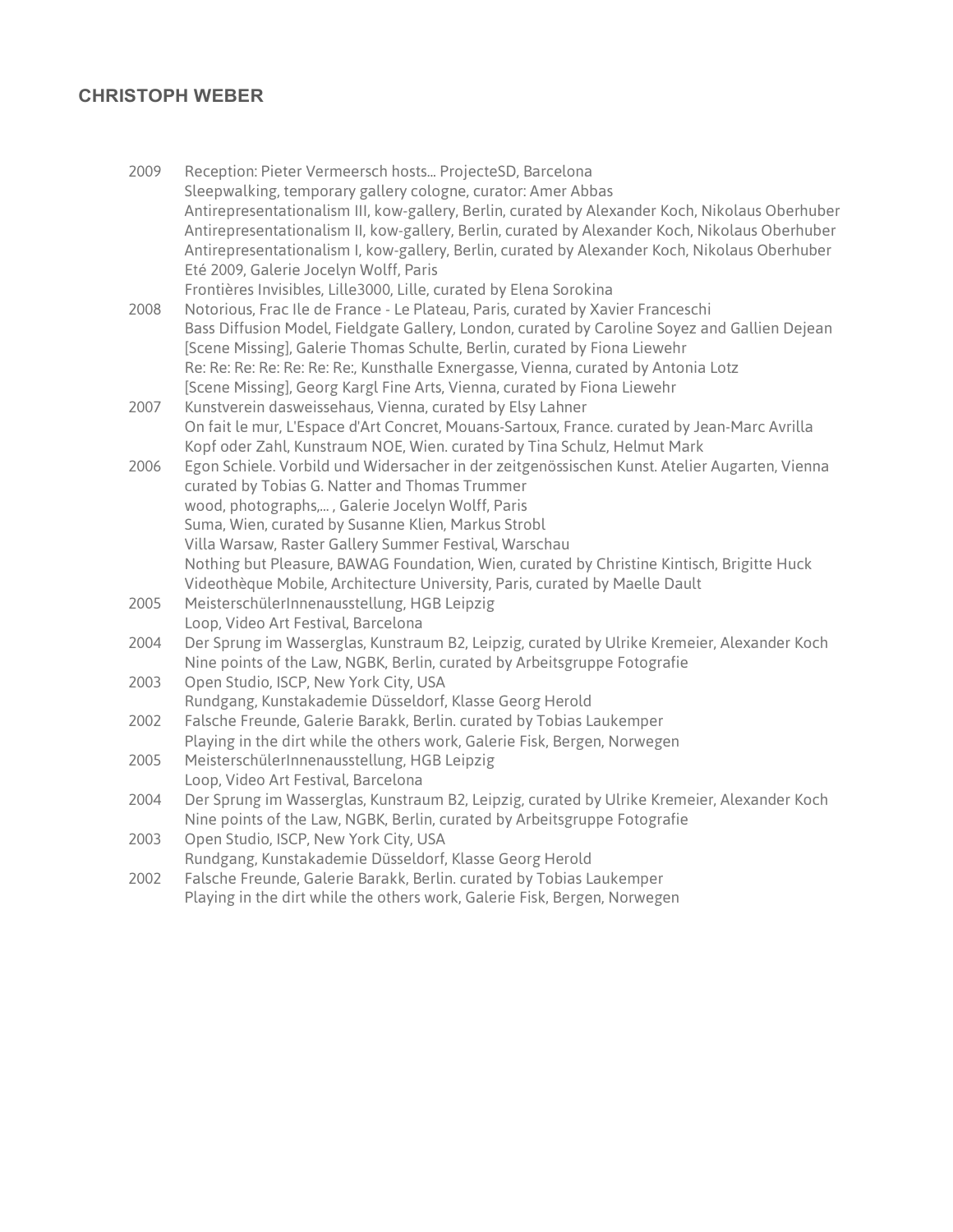## CHRISTOPH WEBER

| | |
|---|---|
| 2009 | Reception: Pieter Vermeersch hosts... ProjecteSD, Barcelona |
| | Sleepwalking, temporary gallery cologne, curator: Amer Abbas |
| | Antirepresentationalism III, kow-gallery, Berlin, curated by Alexander Koch, Nikolaus Oberhuber |
| | Antirepresentationalism II, kow-gallery, Berlin, curated by Alexander Koch, Nikolaus Oberhuber |
| | Antirepresentationalism I, kow-gallery, Berlin, curated by Alexander Koch, Nikolaus Oberhuber |
| | Eté 2009, Galerie Jocelyn Wolff, Paris |
| | Frontières Invisibles, Lille3000, Lille, curated by Elena Sorokina |
| 2008 | Notorious, Frac Ile de France - Le Plateau, Paris, curated by Xavier Franceschi |
| | Bass Diffusion Model, Fieldgate Gallery, London, curated by Caroline Soyez and Gallien Dejean |
| | [Scene Missing], Galerie Thomas Schulte, Berlin, curated by Fiona Liewehr |
| | Re: Re: Re: Re: Re: Re: Re:, Kunsthalle Exnergasse, Vienna, curated by Antonia Lotz |
| | [Scene Missing], Georg Kargl Fine Arts, Vienna, curated by Fiona Liewehr |
| 2007 | Kunstverein dasweissehaus, Vienna, curated by Elsy Lahner |
| | On fait le mur, L'Espace d'Art Concret, Mouans-Sartoux, France. curated by Jean-Marc Avrilla |
| | Kopf oder Zahl, Kunstraum NOE, Wien. curated by Tina Schulz, Helmut Mark |
| 2006 | Egon Schiele. Vorbild und Widersacher in der zeitgenössischen Kunst. Atelier Augarten, Vienna curated by Tobias G. Natter and Thomas Trummer |
| | wood, photographs,... , Galerie Jocelyn Wolff, Paris |
| | Suma, Wien, curated by Susanne Klien, Markus Strobl |
| | Villa Warsaw, Raster Gallery Summer Festival, Warschau |
| | Nothing but Pleasure, BAWAG Foundation, Wien, curated by Christine Kintisch, Brigitte Huck |
| | Videothèque Mobile, Architecture University, Paris, curated by Maelle Dault |
| 2005 | MeisterschülerInnenausstellung, HGB Leipzig |
| | Loop, Video Art Festival, Barcelona |
| 2004 | Der Sprung im Wasserglas, Kunstraum B2, Leipzig, curated by Ulrike Kremeier, Alexander Koch |
| | Nine points of the Law, NGBK, Berlin, curated by Arbeitsgruppe Fotografie |
| 2003 | Open Studio, ISCP, New York City, USA |
| | Rundgang, Kunstakademie Düsseldorf, Klasse Georg Herold |
| 2002 | Falsche Freunde, Galerie Barakk, Berlin. curated by Tobias Laukemper |
| | Playing in the dirt while the others work, Galerie Fisk, Bergen, Norwegen |
| 2005 | MeisterschülerInnenausstellung, HGB Leipzig |
| | Loop, Video Art Festival, Barcelona |
| 2004 | Der Sprung im Wasserglas, Kunstraum B2, Leipzig, curated by Ulrike Kremeier, Alexander Koch |
| | Nine points of the Law, NGBK, Berlin, curated by Arbeitsgruppe Fotografie |
| 2003 | Open Studio, ISCP, New York City, USA |
| | Rundgang, Kunstakademie Düsseldorf, Klasse Georg Herold |
| 2002 | Falsche Freunde, Galerie Barakk, Berlin. curated by Tobias Laukemper |
| | Playing in the dirt while the others work, Galerie Fisk, Bergen, Norwegen |